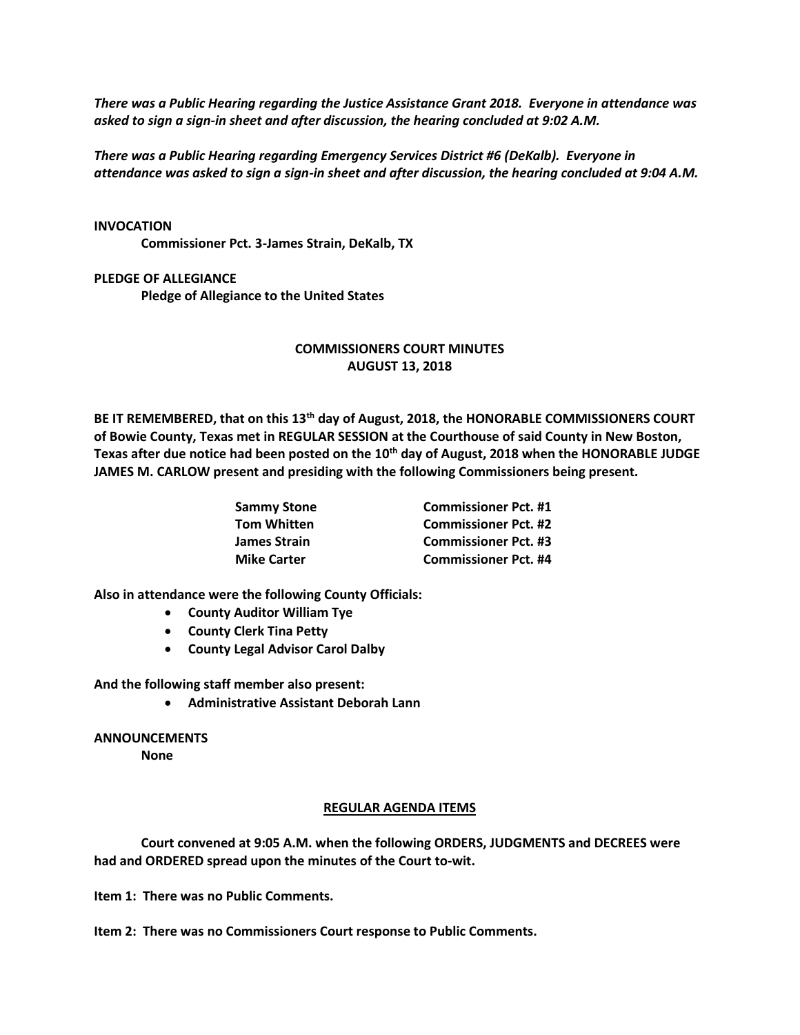***There was a Public Hearing regarding the Justice Assistance Grant 2018. Everyone in attendance was asked to sign a sign-in sheet and after discussion, the hearing concluded at 9:02 A.M.***

***There was a Public Hearing regarding Emergency Services District #6 (DeKalb). Everyone in attendance was asked to sign a sign-in sheet and after discussion, the hearing concluded at 9:04 A.M.***

**INVOCATION**

**Commissioner Pct. 3-James Strain, DeKalb, TX**

**PLEDGE OF ALLEGIANCE**

**Pledge of Allegiance to the United States**

**COMMISSIONERS COURT MINUTES**
**AUGUST 13, 2018**

**BE IT REMEMBERED, that on this 13th day of August, 2018, the HONORABLE COMMISSIONERS COURT of Bowie County, Texas met in REGULAR SESSION at the Courthouse of said County in New Boston, Texas after due notice had been posted on the 10th day of August, 2018 when the HONORABLE JUDGE JAMES M. CARLOW present and presiding with the following Commissioners being present.**

| | |
|---|---|
| **Sammy Stone** | **Commissioner Pct. #1** |
| **Tom Whitten** | **Commissioner Pct. #2** |
| **James Strain** | **Commissioner Pct. #3** |
| **Mike Carter** | **Commissioner Pct. #4** |

**Also in attendance were the following County Officials:**

- **County Auditor William Tye**
- **County Clerk Tina Petty**
- **County Legal Advisor Carol Dalby**

**And the following staff member also present:**

- **Administrative Assistant Deborah Lann**

**ANNOUNCEMENTS**

**None**

**REGULAR AGENDA ITEMS**

**Court convened at 9:05 A.M. when the following ORDERS, JUDGMENTS and DECREES were had and ORDERED spread upon the minutes of the Court to-wit.**

**Item 1: There was no Public Comments.**

**Item 2: There was no Commissioners Court response to Public Comments.**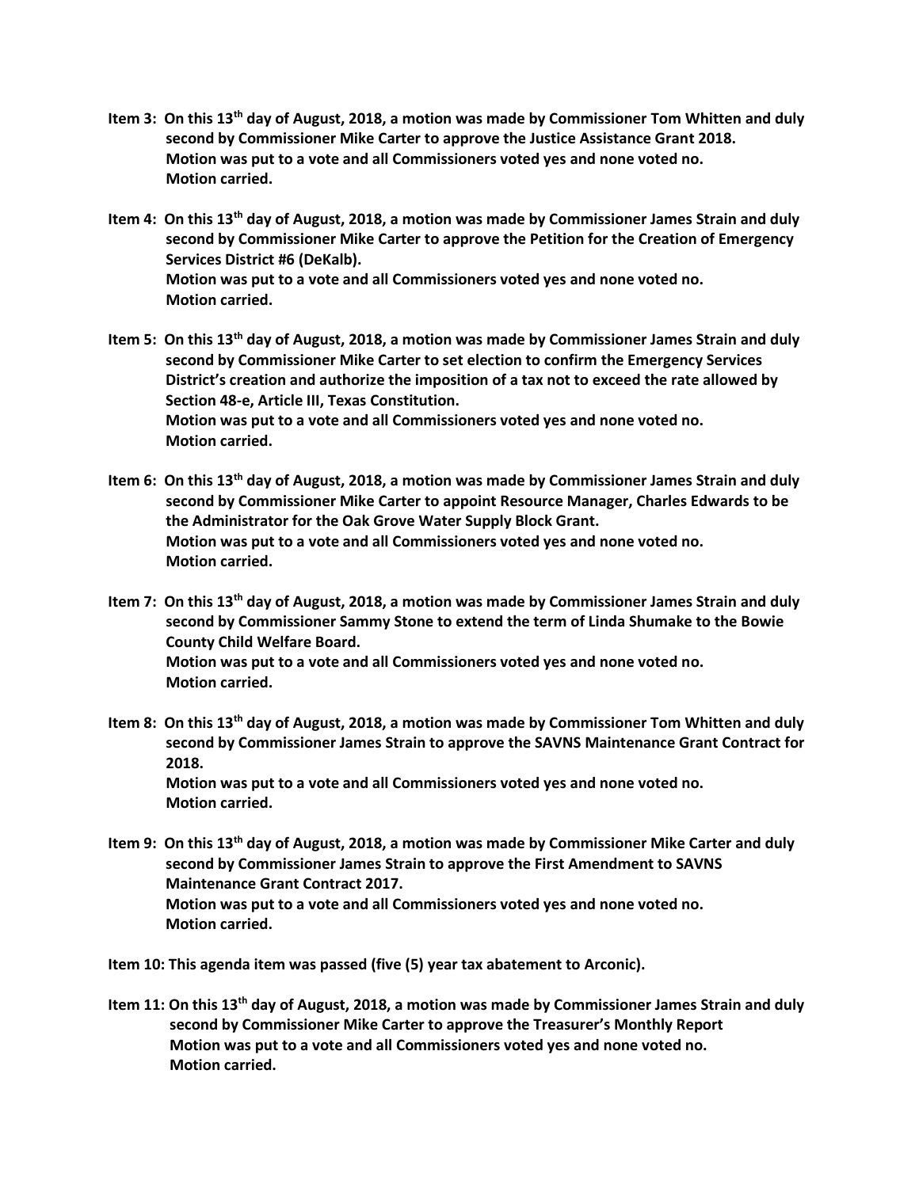**Item 3: On this 13th day of August, 2018, a motion was made by Commissioner Tom Whitten and duly second by Commissioner Mike Carter to approve the Justice Assistance Grant 2018.
Motion was put to a vote and all Commissioners voted yes and none voted no.
Motion carried.**

**Item 4: On this 13th day of August, 2018, a motion was made by Commissioner James Strain and duly second by Commissioner Mike Carter to approve the Petition for the Creation of Emergency Services District #6 (DeKalb).
Motion was put to a vote and all Commissioners voted yes and none voted no.
Motion carried.**

**Item 5: On this 13th day of August, 2018, a motion was made by Commissioner James Strain and duly second by Commissioner Mike Carter to set election to confirm the Emergency Services District's creation and authorize the imposition of a tax not to exceed the rate allowed by Section 48-e, Article III, Texas Constitution.
Motion was put to a vote and all Commissioners voted yes and none voted no.
Motion carried.**

**Item 6: On this 13th day of August, 2018, a motion was made by Commissioner James Strain and duly second by Commissioner Mike Carter to appoint Resource Manager, Charles Edwards to be the Administrator for the Oak Grove Water Supply Block Grant.
Motion was put to a vote and all Commissioners voted yes and none voted no.
Motion carried.**

**Item 7: On this 13th day of August, 2018, a motion was made by Commissioner James Strain and duly second by Commissioner Sammy Stone to extend the term of Linda Shumake to the Bowie County Child Welfare Board.
Motion was put to a vote and all Commissioners voted yes and none voted no.
Motion carried.**

**Item 8: On this 13th day of August, 2018, a motion was made by Commissioner Tom Whitten and duly second by Commissioner James Strain to approve the SAVNS Maintenance Grant Contract for 2018.
Motion was put to a vote and all Commissioners voted yes and none voted no.
Motion carried.**

**Item 9: On this 13th day of August, 2018, a motion was made by Commissioner Mike Carter and duly second by Commissioner James Strain to approve the First Amendment to SAVNS Maintenance Grant Contract 2017.
Motion was put to a vote and all Commissioners voted yes and none voted no.
Motion carried.**

**Item 10: This agenda item was passed (five (5) year tax abatement to Arconic).**

**Item 11: On this 13th day of August, 2018, a motion was made by Commissioner James Strain and duly second by Commissioner Mike Carter to approve the Treasurer's Monthly Report
Motion was put to a vote and all Commissioners voted yes and none voted no.
Motion carried.**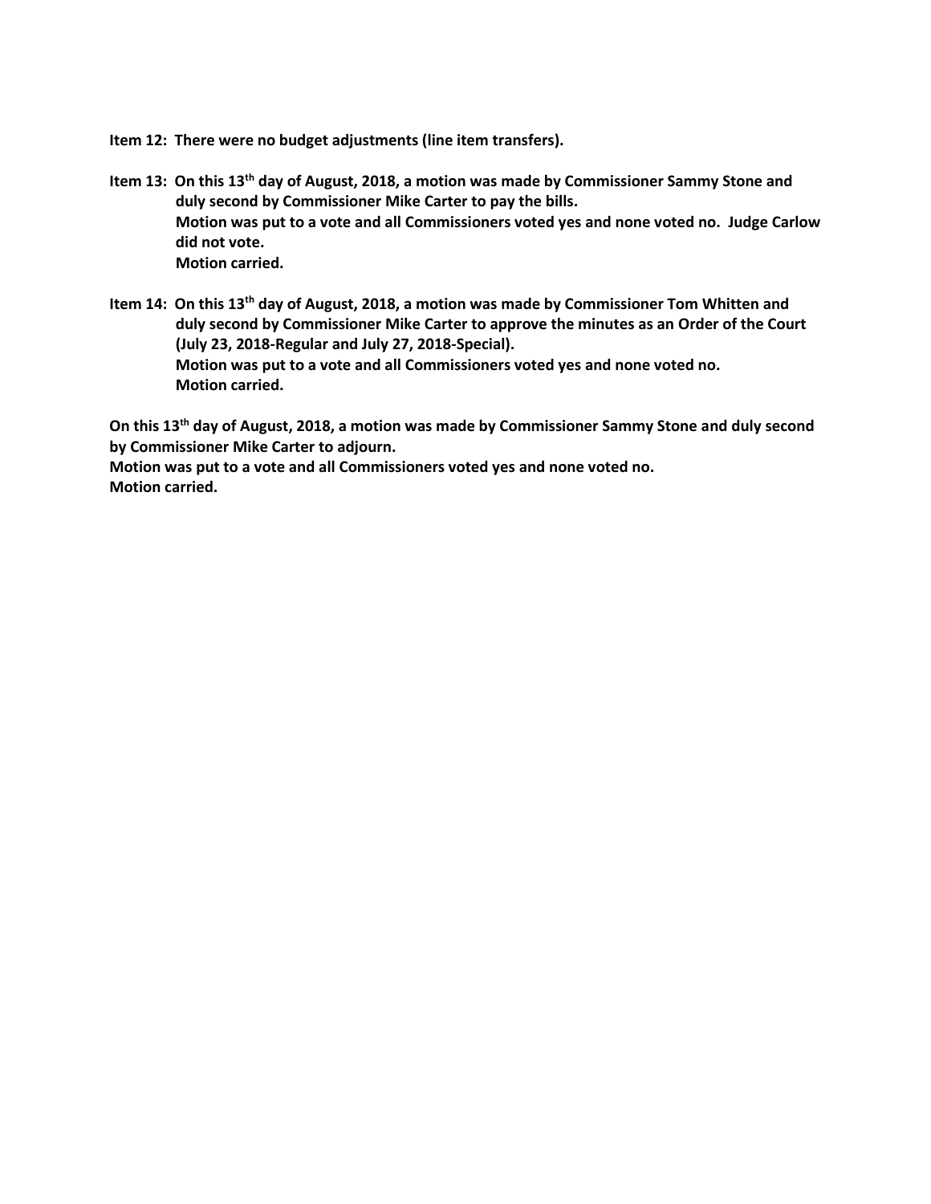**Item 12: There were no budget adjustments (line item transfers).**

**Item 13: On this 13th day of August, 2018, a motion was made by Commissioner Sammy Stone and duly second by Commissioner Mike Carter to pay the bills.**
**Motion was put to a vote and all Commissioners voted yes and none voted no. Judge Carlow did not vote.**
**Motion carried.**

**Item 14: On this 13th day of August, 2018, a motion was made by Commissioner Tom Whitten and duly second by Commissioner Mike Carter to approve the minutes as an Order of the Court (July 23, 2018-Regular and July 27, 2018-Special).**
**Motion was put to a vote and all Commissioners voted yes and none voted no.**
**Motion carried.**

**On this 13th day of August, 2018, a motion was made by Commissioner Sammy Stone and duly second by Commissioner Mike Carter to adjourn.**
**Motion was put to a vote and all Commissioners voted yes and none voted no.**
**Motion carried.**